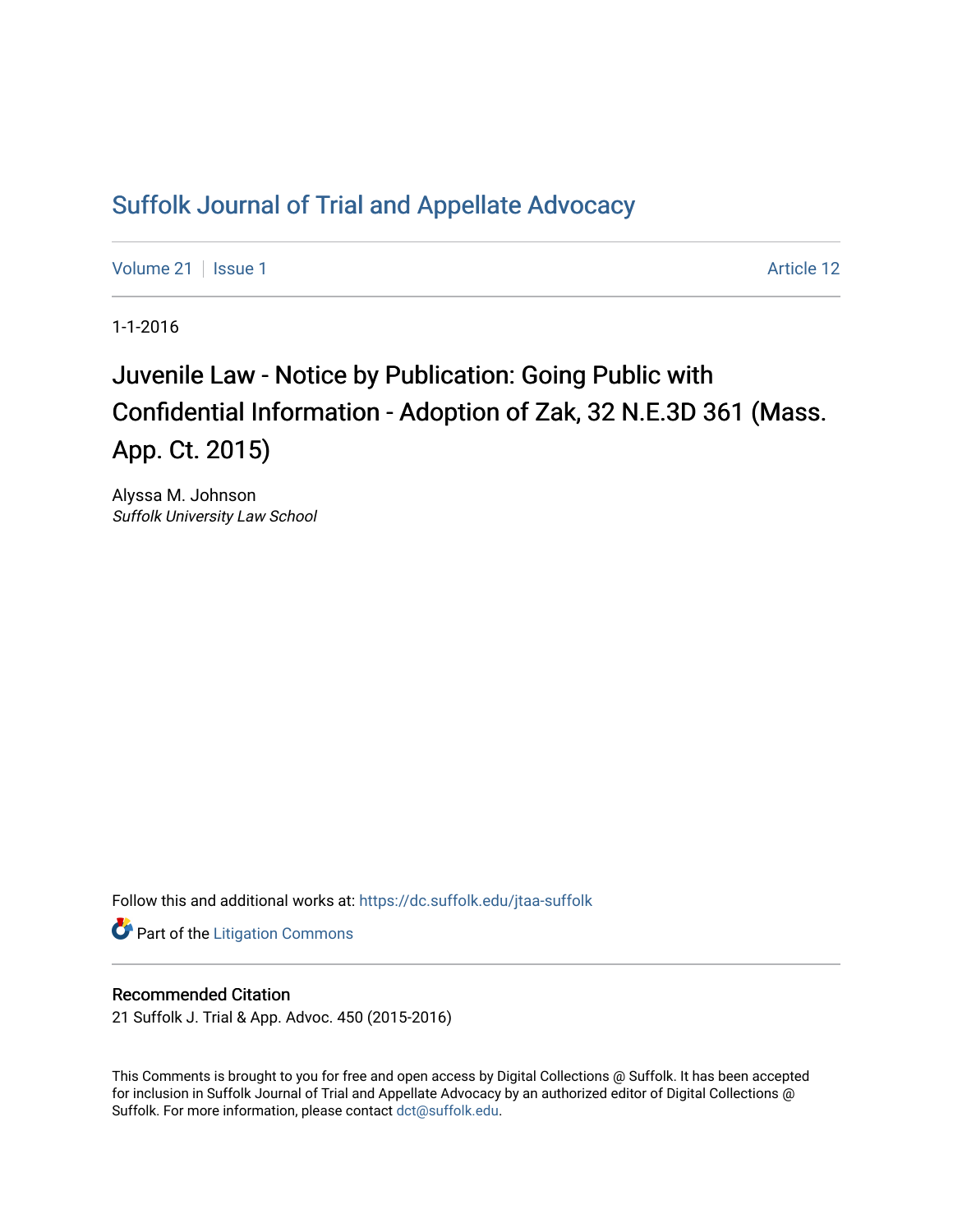# Suffolk Journal of Trial and Appellate Advocacy

Volume 21 | Issue 1 | Article 12

1-1-2016

## Juvenile Law - Notice by Publication: Going Public with Confidential Information - Adoption of Zak, 32 N.E.3D 361 (Mass. App. Ct. 2015)

Alyssa M. Johnson
*Suffolk University Law School*

Follow this and additional works at: https://dc.suffolk.edu/jtaa-suffolk

Part of the Litigation Commons

### Recommended Citation

21 Suffolk J. Trial & App. Advoc. 450 (2015-2016)

This Comments is brought to you for free and open access by Digital Collections @ Suffolk. It has been accepted for inclusion in Suffolk Journal of Trial and Appellate Advocacy by an authorized editor of Digital Collections @ Suffolk. For more information, please contact dct@suffolk.edu.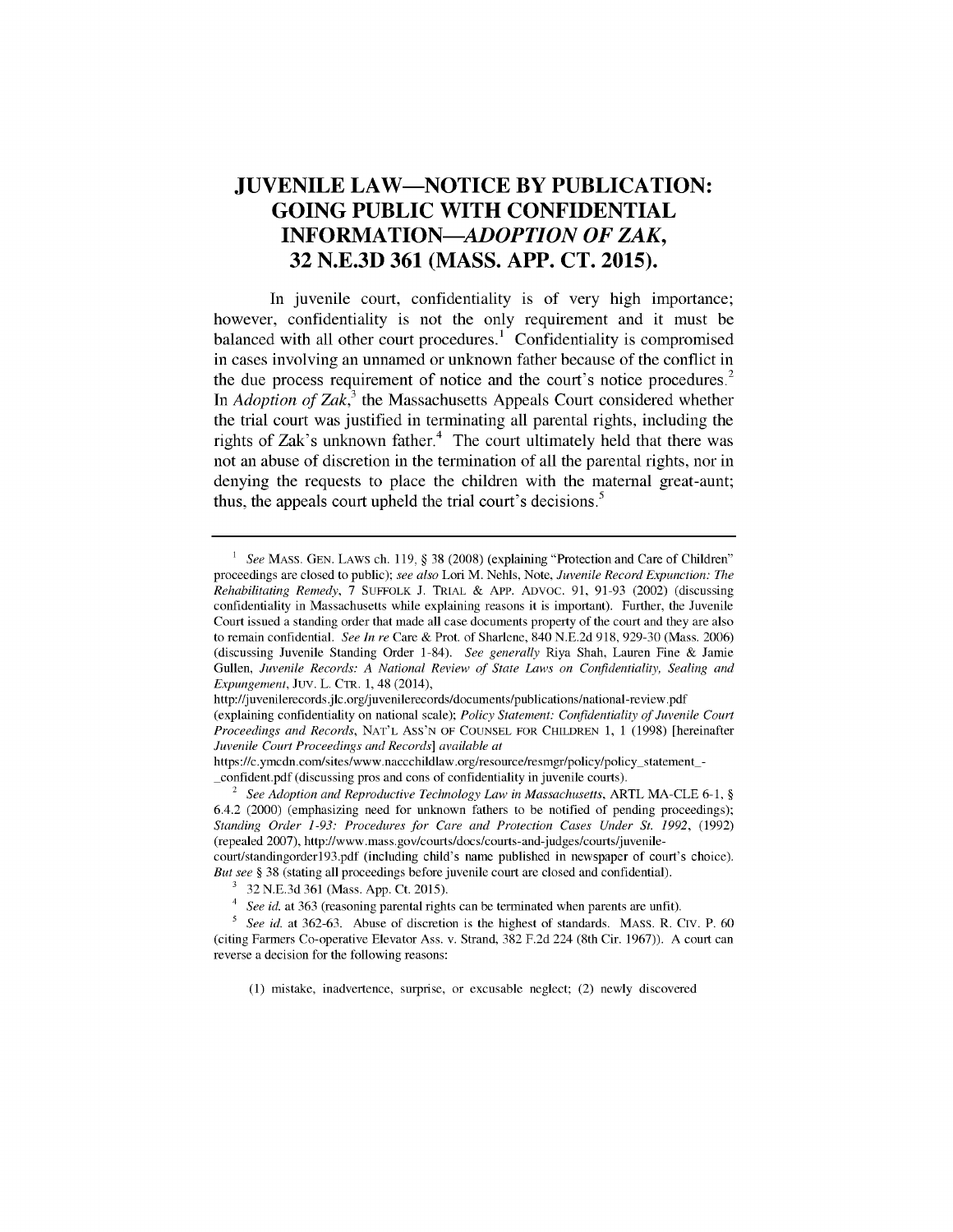# JUVENILE LAW—NOTICE BY PUBLICATION: GOING PUBLIC WITH CONFIDENTIAL INFORMATION—*ADOPTION OF ZAK*, 32 N.E.3D 361 (MASS. APP. CT. 2015).

In juvenile court, confidentiality is of very high importance; however, confidentiality is not the only requirement and it must be balanced with all other court procedures.[1] Confidentiality is compromised in cases involving an unnamed or unknown father because of the conflict in the due process requirement of notice and the court's notice procedures.[2] In *Adoption of Zak*,[3] the Massachusetts Appeals Court considered whether the trial court was justified in terminating all parental rights, including the rights of Zak's unknown father.[4] The court ultimately held that there was not an abuse of discretion in the termination of all the parental rights, nor in denying the requests to place the children with the maternal great-aunt; thus, the appeals court upheld the trial court's decisions.[5]

---

[1] *See* MASS. GEN. LAWS ch. 119, § 38 (2008) (explaining "Protection and Care of Children" proceedings are closed to public); *see also* Lori M. Nehls, Note, *Juvenile Record Expunction: The Rehabilitating Remedy*, 7 SUFFOLK J. TRIAL & APP. ADVOC. 91, 91-93 (2002) (discussing confidentiality in Massachusetts while explaining reasons it is important). Further, the Juvenile Court issued a standing order that made all case documents property of the court and they are also to remain confidential. *See In re* Care & Prot. of Sharlene, 840 N.E.2d 918, 929-30 (Mass. 2006) (discussing Juvenile Standing Order 1-84). *See generally* Riya Shah, Lauren Fine & Jamie Gullen, *Juvenile Records: A National Review of State Laws on Confidentiality, Sealing and Expungement*, JUV. L. CTR. 1, 48 (2014), http://juvenilerecords.jlc.org/juvenilerecords/documents/publications/national-review.pdf (explaining confidentiality on national scale); *Policy Statement: Confidentiality of Juvenile Court Proceedings and Records*, NAT'L ASS'N OF COUNSEL FOR CHILDREN 1, 1 (1998) [hereinafter *Juvenile Court Proceedings and Records*] *available at* https://c.ymcdn.com/sites/www.naccchildlaw.org/resource/resmgr/policy/policy_statement_-_confident.pdf (discussing pros and cons of confidentiality in juvenile courts).

[2] *See Adoption and Reproductive Technology Law in Massachusetts*, ARTL MA-CLE 6-1, § 6.4.2 (2000) (emphasizing need for unknown fathers to be notified of pending proceedings); *Standing Order 1-93: Procedures for Care and Protection Cases Under St. 1992*, (1992) (repealed 2007), http://www.mass.gov/courts/docs/courts-and-judges/courts/juvenile-court/standingorder193.pdf (including child's name published in newspaper of court's choice). *But see* § 38 (stating all proceedings before juvenile court are closed and confidential).

[3] 32 N.E.3d 361 (Mass. App. Ct. 2015).

[4] *See id.* at 363 (reasoning parental rights can be terminated when parents are unfit).

[5] *See id.* at 362-63. Abuse of discretion is the highest of standards. MASS. R. CIV. P. 60 (citing Farmers Co-operative Elevator Ass. v. Strand, 382 F.2d 224 (8th Cir. 1967)). A court can reverse a decision for the following reasons:

> (1) mistake, inadvertence, surprise, or excusable neglect; (2) newly discovered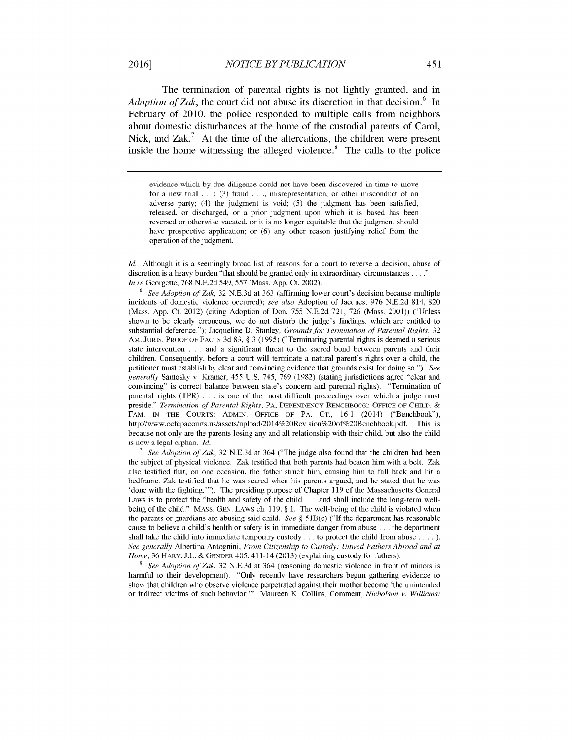The termination of parental rights is not lightly granted, and in *Adoption of Zak*, the court did not abuse its discretion in that decision.[6] In February of 2010, the police responded to multiple calls from neighbors about domestic disturbances at the home of the custodial parents of Carol, Nick, and Zak.[7] At the time of the altercations, the children were present inside the home witnessing the alleged violence.[8] The calls to the police

> evidence which by due diligence could not have been discovered in time to move for a new trial . . .; (3) fraud . . ., misrepresentation, or other misconduct of an adverse party; (4) the judgment is void; (5) the judgment has been satisfied, released, or discharged, or a prior judgment upon which it is based has been reversed or otherwise vacated, or it is no longer equitable that the judgment should have prospective application; or (6) any other reason justifying relief from the operation of the judgment.

*Id.* Although it is a seemingly broad list of reasons for a court to reverse a decision, abuse of discretion is a heavy burden "that should be granted only in extraordinary circumstances . . . ." *In re* Georgette, 768 N.E.2d 549, 557 (Mass. App. Ct. 2002).

[6] *See Adoption of Zak*, 32 N.E.3d at 363 (affirming lower court's decision because multiple incidents of domestic violence occurred); *see also* Adoption of Jacques, 976 N.E.2d 814, 820 (Mass. App. Ct. 2012) (citing Adoption of Don, 755 N.E.2d 721, 726 (Mass. 2001)) ("Unless shown to be clearly erroneous, we do not disturb the judge's findings, which are entitled to substantial deference."); Jacqueline D. Stanley, *Grounds for Termination of Parental Rights*, 32 AM. JURIS. PROOF OF FACTS 3d 83, § 3 (1995) ("Terminating parental rights is deemed a serious state intervention . . . and a significant threat to the sacred bond between parents and their children. Consequently, before a court will terminate a natural parent's rights over a child, the petitioner must establish by clear and convincing evidence that grounds exist for doing so."). *See generally* Santosky v. Kramer, 455 U.S. 745, 769 (1982) (stating jurisdictions agree "clear and convincing" is correct balance between state's concern and parental rights). "Termination of parental rights (TPR) . . . is one of the most difficult proceedings over which a judge must preside." *Termination of Parental Rights*, PA. DEPENDENCY BENCHBOOK: OFFICE OF CHILD. & FAM. IN THE COURTS: ADMIN. OFFICE OF PA. CT., 16.1 (2014) ("Benchbook"), http://www.ocfcpacourts.us/assets/upload/2014%20Revision%20of%20Benchbook.pdf. This is because not only are the parents losing any and all relationship with their child, but also the child is now a legal orphan. *Id.*

[7] *See Adoption of Zak*, 32 N.E.3d at 364 ("The judge also found that the children had been the subject of physical violence. Zak testified that both parents had beaten him with a belt. Zak also testified that, on one occasion, the father struck him, causing him to fall back and hit a bedframe. Zak testified that he was scared when his parents argued, and he stated that he was 'done with the fighting.'"). The presiding purpose of Chapter 119 of the Massachusetts General Laws is to protect the "health and safety of the child . . . and shall include the long-term well-being of the child." MASS. GEN. LAWS ch. 119, § 1. The well-being of the child is violated when the parents or guardians are abusing said child. *See* § 51B(c) ("If the department has reasonable cause to believe a child's health or safety is in immediate danger from abuse . . . the department shall take the child into immediate temporary custody . . . to protect the child from abuse . . . . ). *See generally* Albertina Antognini, *From Citizenship to Custody: Unwed Fathers Abroad and at Home*, 36 HARV. J.L. & GENDER 405, 411-14 (2013) (explaining custody for fathers).

[8] *See Adoption of Zak*, 32 N.E.3d at 364 (reasoning domestic violence in front of minors is harmful to their development). "Only recently have researchers begun gathering evidence to show that children who observe violence perpetrated against their mother become 'the unintended or indirect victims of such behavior.'" Maureen K. Collins, Comment, *Nicholson v. Williams:*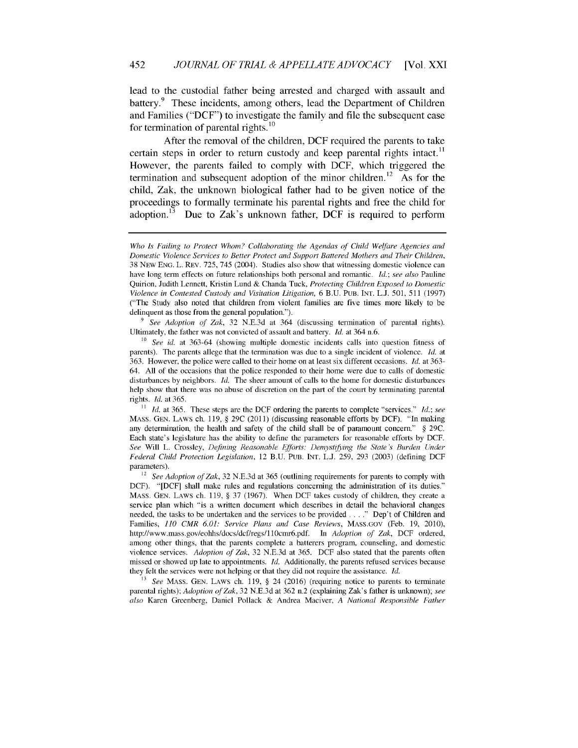lead to the custodial father being arrested and charged with assault and battery.[9] These incidents, among others, lead the Department of Children and Families ("DCF") to investigate the family and file the subsequent case for termination of parental rights.[10]

After the removal of the children, DCF required the parents to take certain steps in order to return custody and keep parental rights intact.[11] However, the parents failed to comply with DCF, which triggered the termination and subsequent adoption of the minor children.[12] As for the child, Zak, the unknown biological father had to be given notice of the proceedings to formally terminate his parental rights and free the child for adoption.[13] Due to Zak's unknown father, DCF is required to perform

---

*Who Is Failing to Protect Whom? Collaborating the Agendas of Child Welfare Agencies and Domestic Violence Services to Better Protect and Support Battered Mothers and Their Children*, 38 NEW ENG. L. REV. 725, 745 (2004). Studies also show that witnessing domestic violence can have long term effects on future relationships both personal and romantic. *Id.*; *see also* Pauline Quirion, Judith Lennett, Kristin Lund & Chanda Tuck, *Protecting Children Exposed to Domestic Violence in Contested Custody and Visitation Litigation,* 6 B.U. PUB. INT. L.J. 501, 511 (1997) ("The Study also noted that children from violent families are five times more likely to be delinquent as those from the general population.").

[9] *See Adoption of Zak*, 32 N.E.3d at 364 (discussing termination of parental rights). Ultimately, the father was not convicted of assault and battery. *Id.* at 364 n.6.

[10] *See id.* at 363-64 (showing multiple domestic incidents calls into question fitness of parents). The parents allege that the termination was due to a single incident of violence. *Id.* at 363. However, the police were called to their home on at least six different occasions. *Id.* at 363-64. All of the occasions that the police responded to their home were due to calls of domestic disturbances by neighbors. *Id.* The sheer amount of calls to the home for domestic disturbances help show that there was no abuse of discretion on the part of the court by terminating parental rights. *Id.* at 365.

[11] *Id.* at 365. These steps are the DCF ordering the parents to complete "services." *Id.*; *see* MASS. GEN. LAWS ch. 119, § 29C (2011) (discussing reasonable efforts by DCF). "In making any determination, the health and safety of the child shall be of paramount concern." § 29C. Each state's legislature has the ability to define the parameters for reasonable efforts by DCF. *See* Will L. Crossley, *Defining Reasonable Efforts: Demystifying the State's Burden Under Federal Child Protection Legislation*, 12 B.U. PUB. INT. L.J. 259, 293 (2003) (defining DCF parameters).

[12] *See Adoption of Zak*, 32 N.E.3d at 365 (outlining requirements for parents to comply with DCF). "[DCF] shall make rules and regulations concerning the administration of its duties." MASS. GEN. LAWS ch. 119, § 37 (1967). When DCF takes custody of children, they create a service plan which "is a written document which describes in detail the behavioral changes needed, the tasks to be undertaken and the services to be provided . . . ." Dep't of Children and Families, *110 CMR 6.01: Service Plans and Case Reviews*, MASS.GOV (Feb. 19, 2010), http://www.mass.gov/eohhs/docs/dcf/regs/110cmr6.pdf. In *Adoption of Zak*, DCF ordered, among other things, that the parents complete a batterers program, counseling, and domestic violence services. *Adoption of Zak*, 32 N.E.3d at 365. DCF also stated that the parents often missed or showed up late to appointments. *Id.* Additionally, the parents refused services because they felt the services were not helping or that they did not require the assistance. *Id.*

[13] *See* MASS. GEN. LAWS ch. 119, § 24 (2016) (requiring notice to parents to terminate parental rights); *Adoption of Zak*, 32 N.E.3d at 362 n.2 (explaining Zak's father is unknown); *see also* Karen Greenberg, Daniel Pollack & Andrea Maciver, *A National Responsible Father*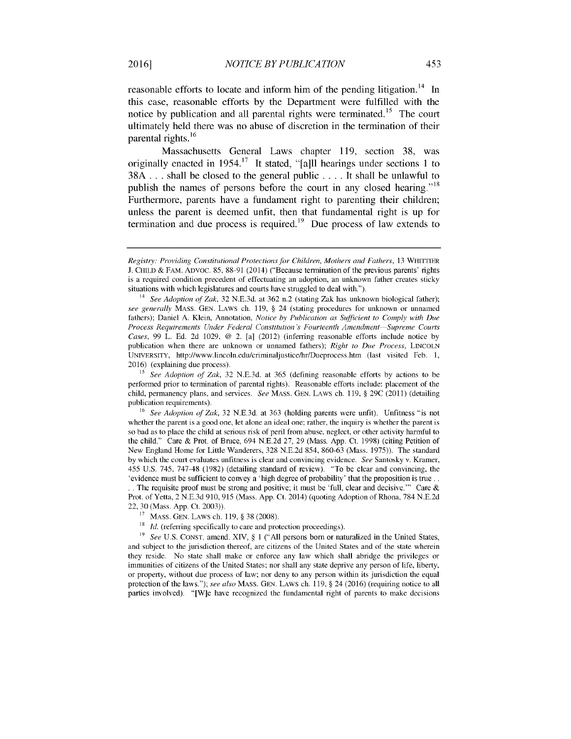reasonable efforts to locate and inform him of the pending litigation.[14] In this case, reasonable efforts by the Department were fulfilled with the notice by publication and all parental rights were terminated.[15] The court ultimately held there was no abuse of discretion in the termination of their parental rights.[16]

Massachusetts General Laws chapter 119, section 38, was originally enacted in 1954.[17] It stated, "[a]ll hearings under sections 1 to 38A . . . shall be closed to the general public . . . . It shall be unlawful to publish the names of persons before the court in any closed hearing."[18] Furthermore, parents have a fundament right to parenting their children; unless the parent is deemed unfit, then that fundamental right is up for termination and due process is required.[19] Due process of law extends to

---

*Registry: Providing Constitutional Protections for Children, Mothers and Fathers*, 13 WHITTIER J. CHILD & FAM. ADVOC. 85, 88-91 (2014) ("Because termination of the previous parents' rights is a required condition precedent of effectuating an adoption, an unknown father creates sticky situations with which legislatures and courts have struggled to deal with.").

[14] *See Adoption of Zak*, 32 N.E.3d. at 362 n.2 (stating Zak has unknown biological father); *see generally* MASS. GEN. LAWS ch. 119, § 24 (stating procedures for unknown or unnamed fathers); Daniel A. Klein, Annotation, *Notice by Publication as Sufficient to Comply with Due Process Requirements Under Federal Constitution's Fourteenth Amendment—Supreme Courts Cases*, 99 L. Ed. 2d 1029, @ 2. [a] (2012) (inferring reasonable efforts include notice by publication when there are unknown or unnamed fathers); *Right to Due Process*, LINCOLN UNIVERSITY, http://www.lincoln.edu/criminaljustice/hr/Dueprocess.htm (last visited Feb. 1, 2016) (explaining due process).

[15] *See Adoption of Zak*, 32 N.E.3d. at 365 (defining reasonable efforts by actions to be performed prior to termination of parental rights). Reasonable efforts include: placement of the child, permanency plans, and services. *See* MASS. GEN. LAWS ch. 119, § 29C (2011) (detailing publication requirements).

[16] *See Adoption of Zak*, 32 N.E.3d. at 363 (holding parents were unfit). Unfitness "is not whether the parent is a good one, let alone an ideal one; rather, the inquiry is whether the parent is so bad as to place the child at serious risk of peril from abuse, neglect, or other activity harmful to the child." Care & Prot. of Bruce, 694 N.E.2d 27, 29 (Mass. App. Ct. 1998) (citing Petition of New England Home for Little Wanderers, 328 N.E.2d 854, 860-63 (Mass. 1975)). The standard by which the court evaluates unfitness is clear and convincing evidence. *See* Santosky v. Kramer, 455 U.S. 745, 747-48 (1982) (detailing standard of review). "To be clear and convincing, the 'evidence must be sufficient to convey a 'high degree of probability' that the proposition is true . . . . The requisite proof must be strong and positive; it must be 'full, clear and decisive.'" Care & Prot. of Yetta, 2 N.E.3d 910, 915 (Mass. App. Ct. 2014) (quoting Adoption of Rhona, 784 N.E.2d 22, 30 (Mass. App. Ct. 2003)).

[17] MASS. GEN. LAWS ch. 119, § 38 (2008).

[18] *Id.* (referring specifically to care and protection proceedings).

[19] *See* U.S. CONST. amend. XIV, § 1 ("All persons born or naturalized in the United States, and subject to the jurisdiction thereof, are citizens of the United States and of the state wherein they reside. No state shall make or enforce any law which shall abridge the privileges or immunities of citizens of the United States; nor shall any state deprive any person of life, liberty, or property, without due process of law; nor deny to any person within its jurisdiction the equal protection of the laws."); *see also* MASS. GEN. LAWS ch. 119, § 24 (2016) (requiring notice to all parties involved). "[W]e have recognized the fundamental right of parents to make decisions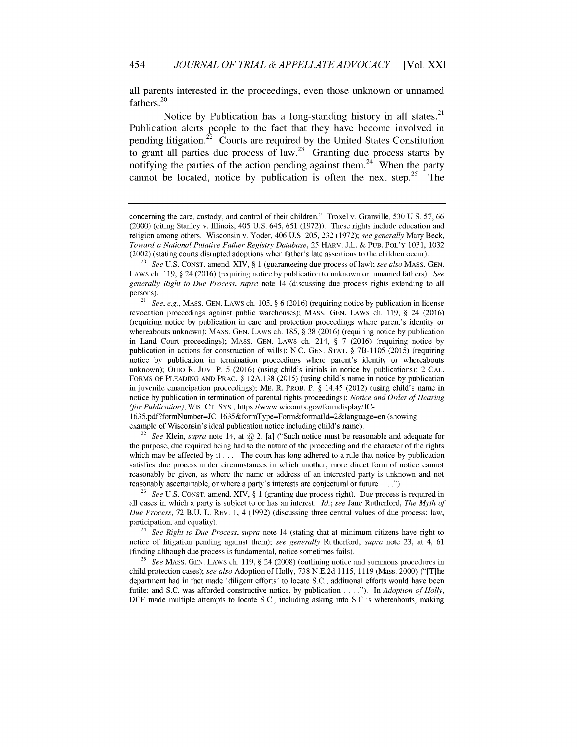all parents interested in the proceedings, even those unknown or unnamed fathers.[20]

Notice by Publication has a long-standing history in all states.[21] Publication alerts people to the fact that they have become involved in pending litigation.[22] Courts are required by the United States Constitution to grant all parties due process of law.[23] Granting due process starts by notifying the parties of the action pending against them.[24] When the party cannot be located, notice by publication is often the next step.[25] The

---

concerning the care, custody, and control of their children." Troxel v. Granville, 530 U.S. 57, 66 (2000) (citing Stanley v. Illinois, 405 U.S. 645, 651 (1972)). These rights include education and religion among others. Wisconsin v. Yoder, 406 U.S. 205, 232 (1972); *see generally* Mary Beck, *Toward a National Putative Father Registry Database*, 25 HARV. J.L. & PUB. POL'Y 1031, 1032 (2002) (stating courts disrupted adoptions when father's late assertions to the children occur).

[20] *See* U.S. CONST. amend. XIV, § 1 (guaranteeing due process of law); *see also* MASS. GEN. LAWS ch. 119, § 24 (2016) (requiring notice by publication to unknown or unnamed fathers). *See generally Right to Due Process*, *supra* note 14 (discussing due process rights extending to all persons).

[21] *See, e.g.*, MASS. GEN. LAWS ch. 105, § 6 (2016) (requiring notice by publication in license revocation proceedings against public warehouses); MASS. GEN. LAWS ch. 119, § 24 (2016) (requiring notice by publication in care and protection proceedings where parent's identity or whereabouts unknown); MASS. GEN. LAWS ch. 185, § 38 (2016) (requiring notice by publication in Land Court proceedings); MASS. GEN. LAWS ch. 214, § 7 (2016) (requiring notice by publication in actions for construction of wills); N.C. GEN. STAT. § 7B-1105 (2015) (requiring notice by publication in termination proceedings where parent's identity or whereabouts unknown); OHIO R. JUV. P. 5 (2016) (using child's initials in notice by publications); 2 CAL. FORMS OF PLEADING AND PRAC. § 12A.138 (2015) (using child's name in notice by publication in juvenile emancipation proceedings); ME. R. PROB. P. § 14.45 (2012) (using child's name in notice by publication in termination of parental rights proceedings); *Notice and Order of Hearing (for Publication)*, WIS. CT. SYS., https://www.wicourts.gov/formdisplay/JC-1635.pdf?formNumber=JC-1635&formType=Form&formatId=2&language=en (showing example of Wisconsin's ideal publication notice including child's name).

[22] *See* Klein, *supra* note 14, at @ 2. [a] ("Such notice must be reasonable and adequate for the purpose, due required being had to the nature of the proceeding and the character of the rights which may be affected by it . . . . The court has long adhered to a rule that notice by publication satisfies due process under circumstances in which another, more direct form of notice cannot reasonably be given, as where the name or address of an interested party is unknown and not reasonably ascertainable, or where a party's interests are conjectural or future . . . .").

[23] *See* U.S. CONST. amend. XIV, § 1 (granting due process right). Due process is required in all cases in which a party is subject to or has an interest. *Id.*; *see* Jane Rutherford, *The Myth of Due Process*, 72 B.U. L. REV. 1, 4 (1992) (discussing three central values of due process: law, participation, and equality).

[24] *See Right to Due Process*, *supra* note 14 (stating that at minimum citizens have right to notice of litigation pending against them); *see generally* Rutherford, *supra* note 23, at 4, 61 (finding although due process is fundamental, notice sometimes fails).

[25] *See* MASS. GEN. LAWS ch. 119, § 24 (2008) (outlining notice and summons procedures in child protection cases); *see also* Adoption of Holly, 738 N.E.2d 1115, 1119 (Mass. 2000) ("[T]he department had in fact made 'diligent efforts' to locate S.C.; additional efforts would have been futile; and S.C. was afforded constructive notice, by publication . . . ."). In *Adoption of Holly*, DCF made multiple attempts to locate S.C., including asking into S.C.'s whereabouts, making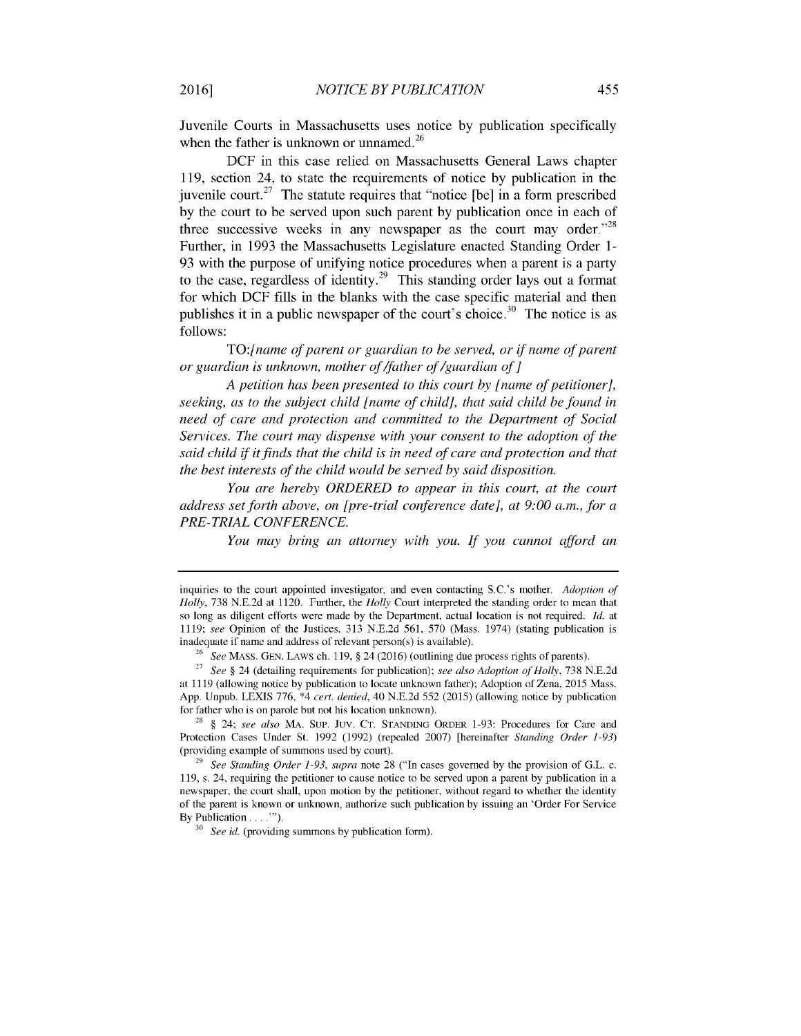Juvenile Courts in Massachusetts uses notice by publication specifically when the father is unknown or unnamed.[26]

DCF in this case relied on Massachusetts General Laws chapter 119, section 24, to state the requirements of notice by publication in the juvenile court.[27] The statute requires that "notice [be] in a form prescribed by the court to be served upon such parent by publication once in each of three successive weeks in any newspaper as the court may order."[28] Further, in 1993 the Massachusetts Legislature enacted Standing Order 1-93 with the purpose of unifying notice procedures when a parent is a party to the case, regardless of identity.[29] This standing order lays out a format for which DCF fills in the blanks with the case specific material and then publishes it in a public newspaper of the court's choice.[30] The notice is as follows:

TO:*[name of parent or guardian to be served, or if name of parent or guardian is unknown, mother of /father of /guardian of ]*

*A petition has been presented to this court by [name of petitioner], seeking, as to the subject child [name of child], that said child be found in need of care and protection and committed to the Department of Social Services. The court may dispense with your consent to the adoption of the said child if it finds that the child is in need of care and protection and that the best interests of the child would be served by said disposition.*

*You are hereby ORDERED to appear in this court, at the court address set forth above, on [pre-trial conference date], at 9:00 a.m., for a PRE-TRIAL CONFERENCE.*

*You may bring an attorney with you. If you cannot afford an*

---

inquiries to the court appointed investigator, and even contacting S.C.'s mother. *Adoption of Holly*, 738 N.E.2d at 1120. Further, the *Holly* Court interpreted the standing order to mean that so long as diligent efforts were made by the Department, actual location is not required. *Id.* at 1119; *see* Opinion of the Justices, 313 N.E.2d 561, 570 (Mass. 1974) (stating publication is inadequate if name and address of relevant person(s) is available).

[26] *See* MASS. GEN. LAWS ch. 119, § 24 (2016) (outlining due process rights of parents).

[27] *See* § 24 (detailing requirements for publication); *see also Adoption of Holly*, 738 N.E.2d at 1119 (allowing notice by publication to locate unknown father); Adoption of Zena, 2015 Mass. App. Unpub. LEXIS 776, \*4 *cert. denied*, 40 N.E.2d 552 (2015) (allowing notice by publication for father who is on parole but not his location unknown).

[28] § 24; *see also* MA. SUP. JUV. CT. STANDING ORDER 1-93: Procedures for Care and Protection Cases Under St. 1992 (1992) (repealed 2007) [hereinafter *Standing Order 1-93*] (providing example of summons used by court).

[29] *See Standing Order 1-93*, *supra* note 28 ("In cases governed by the provision of G.L. c. 119, s. 24, requiring the petitioner to cause notice to be served upon a parent by publication in a newspaper, the court shall, upon motion by the petitioner, without regard to whether the identity of the parent is known or unknown, authorize such publication by issuing an 'Order For Service By Publication . . . .'").

[30] *See id.* (providing summons by publication form).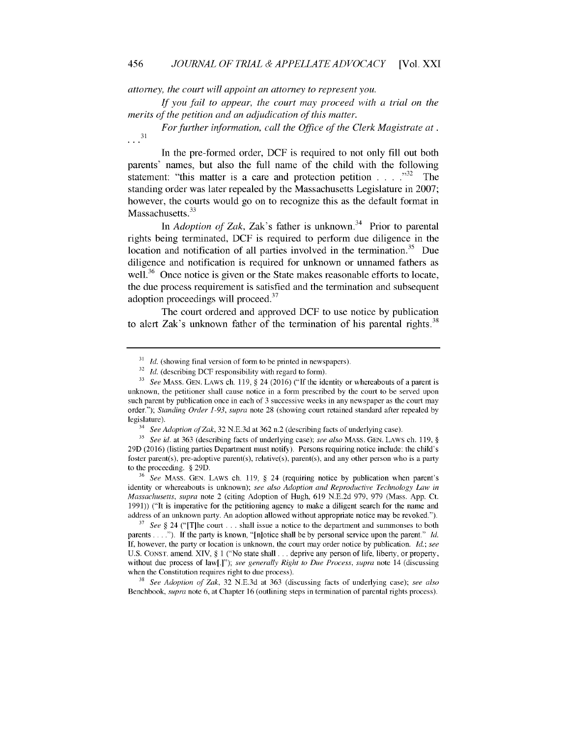*attorney, the court will appoint an attorney to represent you.*

*If you fail to appear, the court may proceed with a trial on the merits of the petition and an adjudication of this matter.*

*For further information, call the Office of the Clerk Magistrate at . . .*[31]

In the pre-formed order, DCF is required to not only fill out both parents' names, but also the full name of the child with the following statement: "this matter is a care and protection petition . . . ."[32] The standing order was later repealed by the Massachusetts Legislature in 2007; however, the courts would go on to recognize this as the default format in Massachusetts.[33]

In *Adoption of Zak*, Zak's father is unknown.[34] Prior to parental rights being terminated, DCF is required to perform due diligence in the location and notification of all parties involved in the termination.[35] Due diligence and notification is required for unknown or unnamed fathers as well.[36] Once notice is given or the State makes reasonable efforts to locate, the due process requirement is satisfied and the termination and subsequent adoption proceedings will proceed.[37]

The court ordered and approved DCF to use notice by publication to alert Zak's unknown father of the termination of his parental rights.[38]

---

[31] *Id.* (showing final version of form to be printed in newspapers).

[32] *Id.* (describing DCF responsibility with regard to form).

[33] *See* MASS. GEN. LAWS ch. 119, § 24 (2016) ("If the identity or whereabouts of a parent is unknown, the petitioner shall cause notice in a form prescribed by the court to be served upon such parent by publication once in each of 3 successive weeks in any newspaper as the court may order."); *Standing Order 1-93*, *supra* note 28 (showing court retained standard after repealed by legislature).

[34] *See Adoption of Zak*, 32 N.E.3d at 362 n.2 (describing facts of underlying case).

[35] *See id.* at 363 (describing facts of underlying case); *see also* MASS. GEN. LAWS ch. 119, § 29D (2016) (listing parties Department must notify). Persons requiring notice include: the child's foster parent(s), pre-adoptive parent(s), relative(s), parent(s), and any other person who is a party to the proceeding. § 29D.

[36] *See* MASS. GEN. LAWS ch. 119, § 24 (requiring notice by publication when parent's identity or whereabouts is unknown); *see also Adoption and Reproductive Technology Law in Massachusetts*, *supra* note 2 (citing Adoption of Hugh, 619 N.E.2d 979, 979 (Mass. App. Ct. 1991)) ("It is imperative for the petitioning agency to make a diligent search for the name and address of an unknown party. An adoption allowed without appropriate notice may be revoked.").

[37] *See* § 24 ("[T]he court . . . shall issue a notice to the department and summonses to both parents . . . ."). If the party is known, "[n]otice shall be by personal service upon the parent." *Id.* If, however, the party or location is unknown, the court may order notice by publication. *Id.*; *see* U.S. CONST. amend. XIV, § 1 ("No state shall . . . deprive any person of life, liberty, or property, without due process of law[.]"); *see generally Right to Due Process*, *supra* note 14 (discussing when the Constitution requires right to due process).

[38] *See Adoption of Zak*, 32 N.E.3d at 363 (discussing facts of underlying case); *see also* Benchbook, *supra* note 6, at Chapter 16 (outlining steps in termination of parental rights process).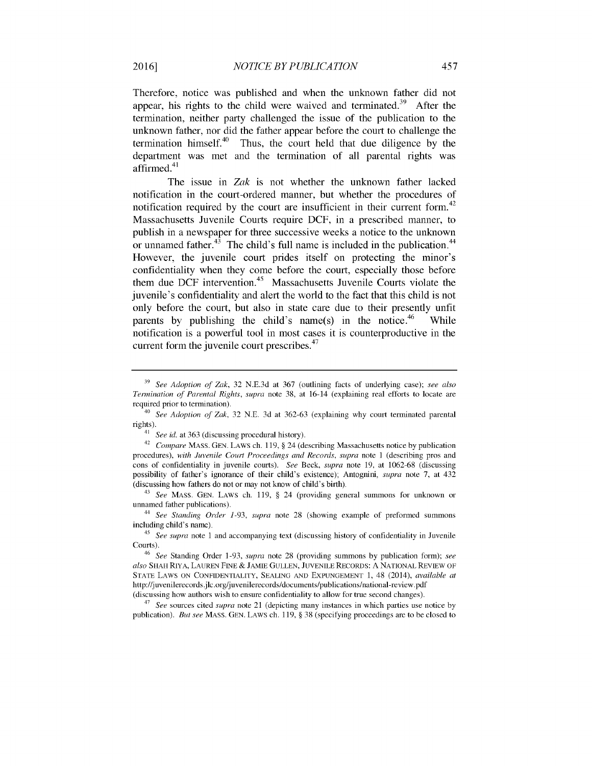Therefore, notice was published and when the unknown father did not appear, his rights to the child were waived and terminated.[39] After the termination, neither party challenged the issue of the publication to the unknown father, nor did the father appear before the court to challenge the termination himself.[40] Thus, the court held that due diligence by the department was met and the termination of all parental rights was affirmed.[41]

The issue in *Zak* is not whether the unknown father lacked notification in the court-ordered manner, but whether the procedures of notification required by the court are insufficient in their current form.[42] Massachusetts Juvenile Courts require DCF, in a prescribed manner, to publish in a newspaper for three successive weeks a notice to the unknown or unnamed father.[43] The child's full name is included in the publication.[44] However, the juvenile court prides itself on protecting the minor's confidentiality when they come before the court, especially those before them due DCF intervention.[45] Massachusetts Juvenile Courts violate the juvenile's confidentiality and alert the world to the fact that this child is not only before the court, but also in state care due to their presently unfit parents by publishing the child's name(s) in the notice.[46] While notification is a powerful tool in most cases it is counterproductive in the current form the juvenile court prescribes.[47]

---

[39] *See Adoption of Zak*, 32 N.E.3d at 367 (outlining facts of underlying case); *see also Termination of Parental Rights*, *supra* note 38, at 16-14 (explaining real efforts to locate are required prior to termination).

[40] *See Adoption of Zak*, 32 N.E. 3d at 362-63 (explaining why court terminated parental rights).

[41] *See id.* at 363 (discussing procedural history).

[42] *Compare* MASS. GEN. LAWS ch. 119, § 24 (describing Massachusetts notice by publication procedures), *with Juvenile Court Proceedings and Records*, *supra* note 1 (describing pros and cons of confidentiality in juvenile courts). *See* Beck, *supra* note 19, at 1062-68 (discussing possibility of father's ignorance of their child's existence); Antognini, *supra* note 7, at 432 (discussing how fathers do not or may not know of child's birth).

[43] *See* MASS. GEN. LAWS ch. 119, § 24 (providing general summons for unknown or unnamed father publications).

[44] *See Standing Order 1-93*, *supra* note 28 (showing example of preformed summons including child's name).

[45] *See supra* note 1 and accompanying text (discussing history of confidentiality in Juvenile Courts).

[46] *See* Standing Order 1-93, *supra* note 28 (providing summons by publication form); *see also* SHAH RIYA, LAUREN FINE & JAMIE GULLEN, JUVENILE RECORDS: A NATIONAL REVIEW OF STATE LAWS ON CONFIDENTIALITY, SEALING AND EXPUNGEMENT 1, 48 (2014), *available at* http://juvenilerecords.jlc.org/juvenilerecords/documents/publications/national-review.pdf (discussing how authors wish to ensure confidentiality to allow for true second changes).

[47] *See* sources cited *supra* note 21 (depicting many instances in which parties use notice by publication). *But see* MASS. GEN. LAWS ch. 119, § 38 (specifying proceedings are to be closed to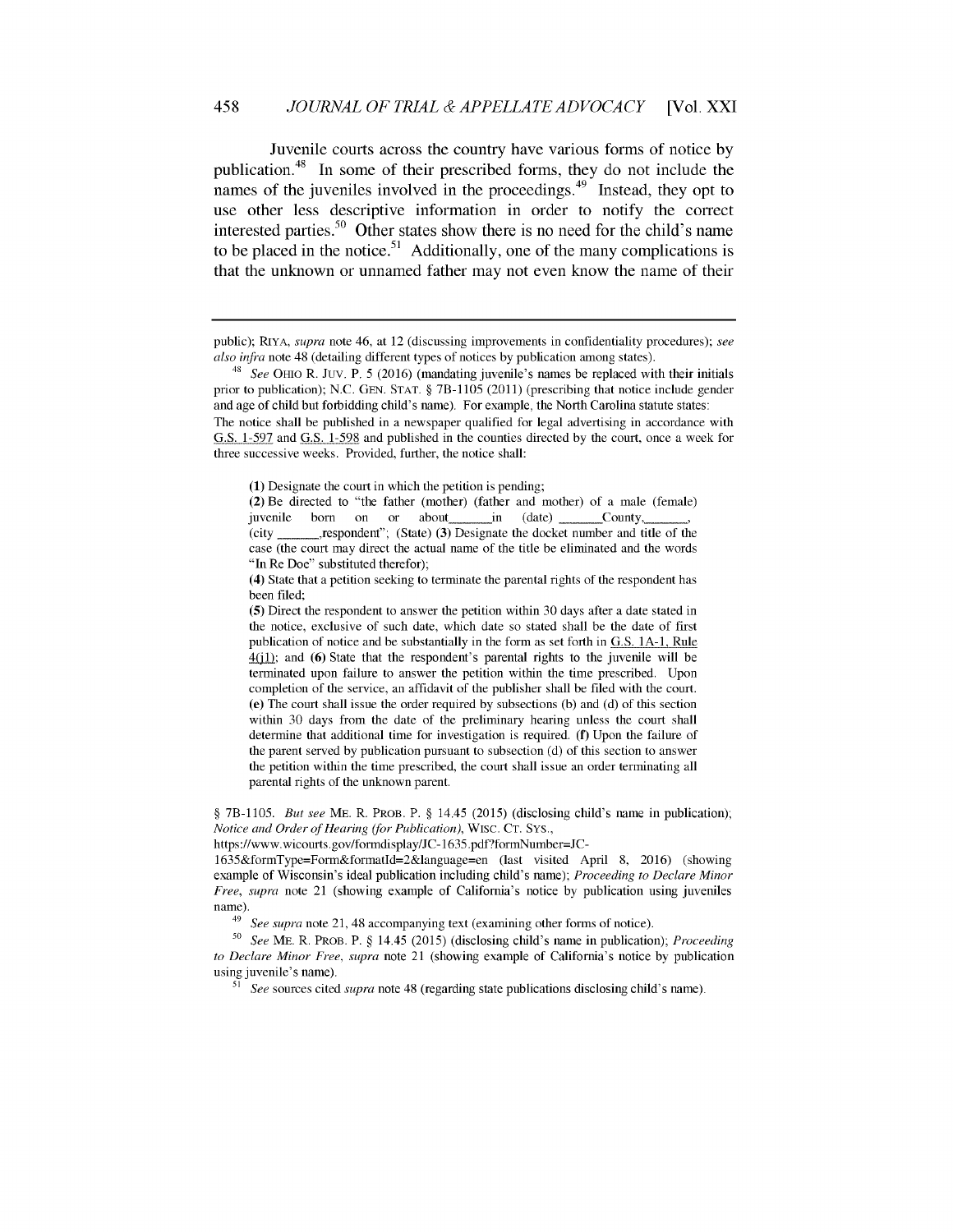Juvenile courts across the country have various forms of notice by publication.[48] In some of their prescribed forms, they do not include the names of the juveniles involved in the proceedings.[49] Instead, they opt to use other less descriptive information in order to notify the correct interested parties.[50] Other states show there is no need for the child's name to be placed in the notice.[51] Additionally, one of the many complications is that the unknown or unnamed father may not even know the name of their

---

public); RIYA, *supra* note 46, at 12 (discussing improvements in confidentiality procedures); *see also infra* note 48 (detailing different types of notices by publication among states).

[48] *See* OHIO R. JUV. P. 5 (2016) (mandating juvenile's names be replaced with their initials prior to publication); N.C. GEN. STAT. § 7B-1105 (2011) (prescribing that notice include gender and age of child but forbidding child's name). For example, the North Carolina statute states: The notice shall be published in a newspaper qualified for legal advertising in accordance with G.S. 1-597 and G.S. 1-598 and published in the counties directed by the court, once a week for three successive weeks. Provided, further, the notice shall:

> **(1)** Designate the court in which the petition is pending;
>
> **(2)** Be directed to "the father (mother) (father and mother) of a male (female) juvenile born on or about\_\_\_\_\_\_in (date) \_\_\_\_\_\_County,\_\_\_\_\_\_, (city \_\_\_\_\_\_,respondent"; (State) **(3)** Designate the docket number and title of the case (the court may direct the actual name of the title be eliminated and the words "In Re Doe" substituted therefor);
>
> **(4)** State that a petition seeking to terminate the parental rights of the respondent has been filed;
>
> **(5)** Direct the respondent to answer the petition within 30 days after a date stated in the notice, exclusive of such date, which date so stated shall be the date of first publication of notice and be substantially in the form as set forth in G.S. 1A-1, Rule 4(j1); and **(6)** State that the respondent's parental rights to the juvenile will be terminated upon failure to answer the petition within the time prescribed. Upon completion of the service, an affidavit of the publisher shall be filed with the court. **(e)** The court shall issue the order required by subsections (b) and (d) of this section within 30 days from the date of the preliminary hearing unless the court shall determine that additional time for investigation is required. **(f)** Upon the failure of the parent served by publication pursuant to subsection (d) of this section to answer the petition within the time prescribed, the court shall issue an order terminating all parental rights of the unknown parent.

§ 7B-1105. *But see* ME. R. PROB. P. § 14.45 (2015) (disclosing child's name in publication); *Notice and Order of Hearing (for Publication)*, WISC. CT. SYS., https://www.wicourts.gov/formdisplay/JC-1635.pdf?formNumber=JC-1635&formType=Form&formatId=2&language=en (last visited April 8, 2016) (showing example of Wisconsin's ideal publication including child's name); *Proceeding to Declare Minor Free*, *supra* note 21 (showing example of California's notice by publication using juveniles name).

[49] *See supra* note 21, 48 accompanying text (examining other forms of notice).

[50] *See* ME. R. PROB. P. § 14.45 (2015) (disclosing child's name in publication); *Proceeding to Declare Minor Free*, *supra* note 21 (showing example of California's notice by publication using juvenile's name).

[51] *See* sources cited *supra* note 48 (regarding state publications disclosing child's name).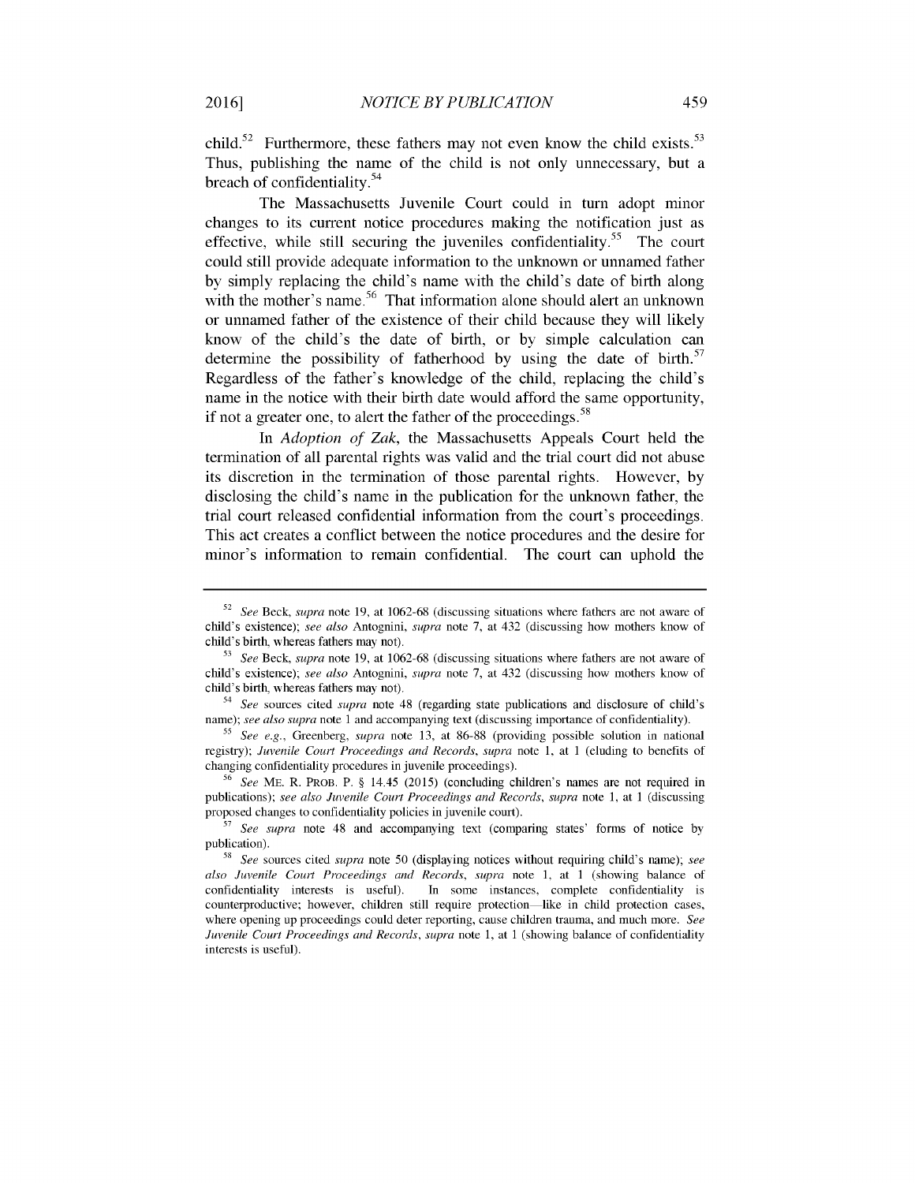child.[52] Furthermore, these fathers may not even know the child exists.[53] Thus, publishing the name of the child is not only unnecessary, but a breach of confidentiality.[54]

The Massachusetts Juvenile Court could in turn adopt minor changes to its current notice procedures making the notification just as effective, while still securing the juveniles confidentiality.[55] The court could still provide adequate information to the unknown or unnamed father by simply replacing the child's name with the child's date of birth along with the mother's name.[56] That information alone should alert an unknown or unnamed father of the existence of their child because they will likely know of the child's the date of birth, or by simple calculation can determine the possibility of fatherhood by using the date of birth.[57] Regardless of the father's knowledge of the child, replacing the child's name in the notice with their birth date would afford the same opportunity, if not a greater one, to alert the father of the proceedings.[58]

In *Adoption of Zak*, the Massachusetts Appeals Court held the termination of all parental rights was valid and the trial court did not abuse its discretion in the termination of those parental rights. However, by disclosing the child's name in the publication for the unknown father, the trial court released confidential information from the court's proceedings. This act creates a conflict between the notice procedures and the desire for minor's information to remain confidential. The court can uphold the

---

[52] *See* Beck, *supra* note 19, at 1062-68 (discussing situations where fathers are not aware of child's existence); *see also* Antognini, *supra* note 7, at 432 (discussing how mothers know of child's birth, whereas fathers may not).

[53] *See* Beck, *supra* note 19, at 1062-68 (discussing situations where fathers are not aware of child's existence); *see also* Antognini, *supra* note 7, at 432 (discussing how mothers know of child's birth, whereas fathers may not).

[54] *See* sources cited *supra* note 48 (regarding state publications and disclosure of child's name); *see also supra* note 1 and accompanying text (discussing importance of confidentiality).

[55] *See e.g.*, Greenberg, *supra* note 13, at 86-88 (providing possible solution in national registry); *Juvenile Court Proceedings and Records*, *supra* note 1, at 1 (eluding to benefits of changing confidentiality procedures in juvenile proceedings).

[56] *See* ME. R. PROB. P. § 14.45 (2015) (concluding children's names are not required in publications); *see also Juvenile Court Proceedings and Records*, *supra* note 1, at 1 (discussing proposed changes to confidentiality policies in juvenile court).

[57] *See supra* note 48 and accompanying text (comparing states' forms of notice by publication).

[58] *See* sources cited *supra* note 50 (displaying notices without requiring child's name); *see also Juvenile Court Proceedings and Records*, *supra* note 1, at 1 (showing balance of confidentiality interests is useful). In some instances, complete confidentiality is counterproductive; however, children still require protection—like in child protection cases, where opening up proceedings could deter reporting, cause children trauma, and much more. *See Juvenile Court Proceedings and Records*, *supra* note 1, at 1 (showing balance of confidentiality interests is useful).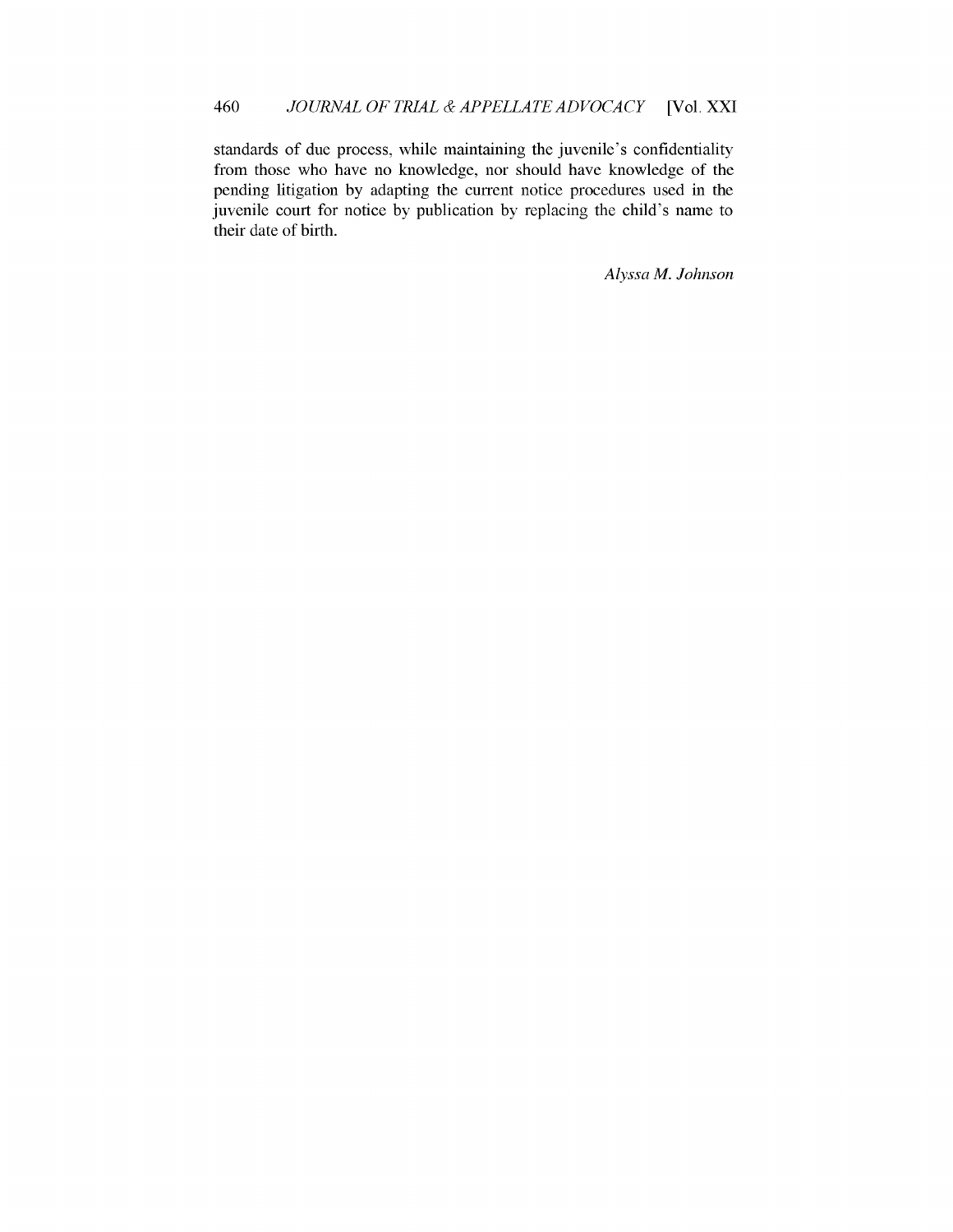standards of due process, while maintaining the juvenile's confidentiality from those who have no knowledge, nor should have knowledge of the pending litigation by adapting the current notice procedures used in the juvenile court for notice by publication by replacing the child's name to their date of birth.

*Alyssa M. Johnson*